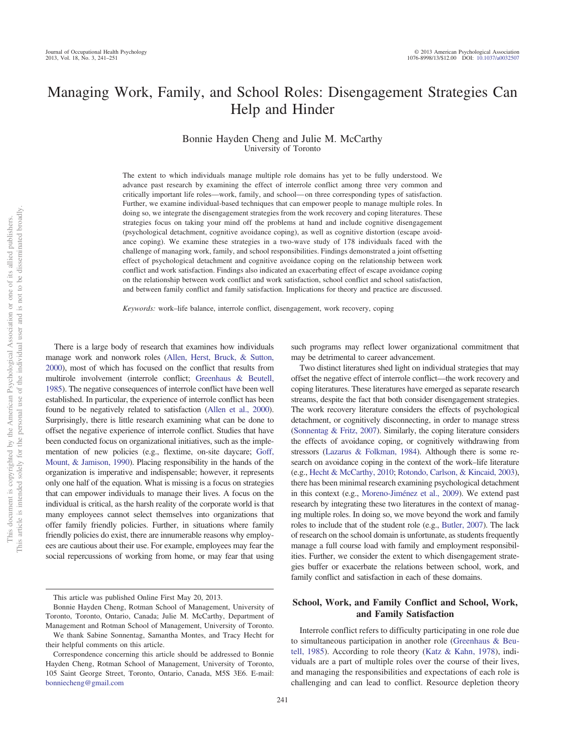# Managing Work, Family, and School Roles: Disengagement Strategies Can Help and Hinder

Bonnie Hayden Cheng and Julie M. McCarthy
University of Toronto

The extent to which individuals manage multiple role domains has yet to be fully understood. We advance past research by examining the effect of interrole conflict among three very common and critically important life roles—work, family, and school—on three corresponding types of satisfaction. Further, we examine individual-based techniques that can empower people to manage multiple roles. In doing so, we integrate the disengagement strategies from the work recovery and coping literatures. These strategies focus on taking your mind off the problems at hand and include cognitive disengagement (psychological detachment, cognitive avoidance coping), as well as cognitive distortion (escape avoidance coping). We examine these strategies in a two-wave study of 178 individuals faced with the challenge of managing work, family, and school responsibilities. Findings demonstrated a joint offsetting effect of psychological detachment and cognitive avoidance coping on the relationship between work conflict and work satisfaction. Findings also indicated an exacerbating effect of escape avoidance coping on the relationship between work conflict and work satisfaction, school conflict and school satisfaction, and between family conflict and family satisfaction. Implications for theory and practice are discussed.

*Keywords:* work–life balance, interrole conflict, disengagement, work recovery, coping

There is a large body of research that examines how individuals manage work and nonwork roles (Allen, Herst, Bruck, & Sutton, 2000), most of which has focused on the conflict that results from multirole involvement (interrole conflict; Greenhaus & Beutell, 1985). The negative consequences of interrole conflict have been well established. In particular, the experience of interrole conflict has been found to be negatively related to satisfaction (Allen et al., 2000). Surprisingly, there is little research examining what can be done to offset the negative experience of interrole conflict. Studies that have been conducted focus on organizational initiatives, such as the implementation of new policies (e.g., flextime, on-site daycare; Goff, Mount, & Jamison, 1990). Placing responsibility in the hands of the organization is imperative and indispensable; however, it represents only one half of the equation. What is missing is a focus on strategies that can empower individuals to manage their lives. A focus on the individual is critical, as the harsh reality of the corporate world is that many employees cannot select themselves into organizations that offer family friendly policies. Further, in situations where family friendly policies do exist, there are innumerable reasons why employees are cautious about their use. For example, employees may fear the social repercussions of working from home, or may fear that using such programs may reflect lower organizational commitment that may be detrimental to career advancement.

Two distinct literatures shed light on individual strategies that may offset the negative effect of interrole conflict—the work recovery and coping literatures. These literatures have emerged as separate research streams, despite the fact that both consider disengagement strategies. The work recovery literature considers the effects of psychological detachment, or cognitively disconnecting, in order to manage stress (Sonnentag & Fritz, 2007). Similarly, the coping literature considers the effects of avoidance coping, or cognitively withdrawing from stressors (Lazarus & Folkman, 1984). Although there is some research on avoidance coping in the context of the work–life literature (e.g., Hecht & McCarthy, 2010; Rotondo, Carlson, & Kincaid, 2003), there has been minimal research examining psychological detachment in this context (e.g., Moreno-Jiménez et al., 2009). We extend past research by integrating these two literatures in the context of managing multiple roles. In doing so, we move beyond the work and family roles to include that of the student role (e.g., Butler, 2007). The lack of research on the school domain is unfortunate, as students frequently manage a full course load with family and employment responsibilities. Further, we consider the extent to which disengagement strategies buffer or exacerbate the relations between school, work, and family conflict and satisfaction in each of these domains.

## School, Work, and Family Conflict and School, Work, and Family Satisfaction

Interrole conflict refers to difficulty participating in one role due to simultaneous participation in another role (Greenhaus & Beutell, 1985). According to role theory (Katz & Kahn, 1978), individuals are a part of multiple roles over the course of their lives, and managing the responsibilities and expectations of each role is challenging and can lead to conflict. Resource depletion theory

---

This article was published Online First May 20, 2013.

Bonnie Hayden Cheng, Rotman School of Management, University of Toronto, Toronto, Ontario, Canada; Julie M. McCarthy, Department of Management and Rotman School of Management, University of Toronto.

We thank Sabine Sonnentag, Samantha Montes, and Tracy Hecht for their helpful comments on this article.

Correspondence concerning this article should be addressed to Bonnie Hayden Cheng, Rotman School of Management, University of Toronto, 105 Saint George Street, Toronto, Ontario, Canada, M5S 3E6. E-mail: bonniecheng@gmail.com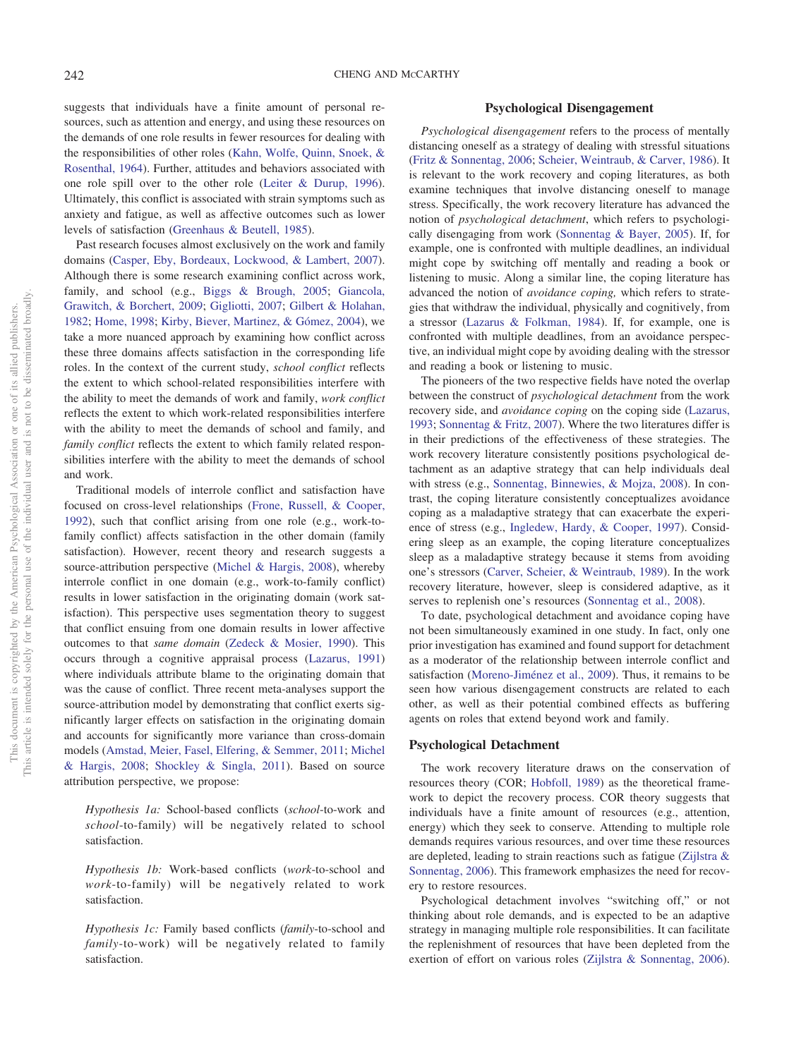suggests that individuals have a finite amount of personal resources, such as attention and energy, and using these resources on the demands of one role results in fewer resources for dealing with the responsibilities of other roles (Kahn, Wolfe, Quinn, Snoek, & Rosenthal, 1964). Further, attitudes and behaviors associated with one role spill over to the other role (Leiter & Durup, 1996). Ultimately, this conflict is associated with strain symptoms such as anxiety and fatigue, as well as affective outcomes such as lower levels of satisfaction (Greenhaus & Beutell, 1985).

Past research focuses almost exclusively on the work and family domains (Casper, Eby, Bordeaux, Lockwood, & Lambert, 2007). Although there is some research examining conflict across work, family, and school (e.g., Biggs & Brough, 2005; Giancola, Grawitch, & Borchert, 2009; Gigliotti, 2007; Gilbert & Holahan, 1982; Home, 1998; Kirby, Biever, Martinez, & Gómez, 2004), we take a more nuanced approach by examining how conflict across these three domains affects satisfaction in the corresponding life roles. In the context of the current study, *school conflict* reflects the extent to which school-related responsibilities interfere with the ability to meet the demands of work and family, *work conflict* reflects the extent to which work-related responsibilities interfere with the ability to meet the demands of school and family, and *family conflict* reflects the extent to which family related responsibilities interfere with the ability to meet the demands of school and work.

Traditional models of interrole conflict and satisfaction have focused on cross-level relationships (Frone, Russell, & Cooper, 1992), such that conflict arising from one role (e.g., work-to-family conflict) affects satisfaction in the other domain (family satisfaction). However, recent theory and research suggests a source-attribution perspective (Michel & Hargis, 2008), whereby interrole conflict in one domain (e.g., work-to-family conflict) results in lower satisfaction in the originating domain (work satisfaction). This perspective uses segmentation theory to suggest that conflict ensuing from one domain results in lower affective outcomes to that *same domain* (Zedeck & Mosier, 1990). This occurs through a cognitive appraisal process (Lazarus, 1991) where individuals attribute blame to the originating domain that was the cause of conflict. Three recent meta-analyses support the source-attribution model by demonstrating that conflict exerts significantly larger effects on satisfaction in the originating domain and accounts for significantly more variance than cross-domain models (Amstad, Meier, Fasel, Elfering, & Semmer, 2011; Michel & Hargis, 2008; Shockley & Singla, 2011). Based on source attribution perspective, we propose:

> *Hypothesis 1a:* School-based conflicts (*school*-to-work and *school*-to-family) will be negatively related to school satisfaction.

> *Hypothesis 1b:* Work-based conflicts (*work*-to-school and *work*-to-family) will be negatively related to work satisfaction.

> *Hypothesis 1c:* Family based conflicts (*family*-to-school and *family*-to-work) will be negatively related to family satisfaction.

## Psychological Disengagement

*Psychological disengagement* refers to the process of mentally distancing oneself as a strategy of dealing with stressful situations (Fritz & Sonnentag, 2006; Scheier, Weintraub, & Carver, 1986). It is relevant to the work recovery and coping literatures, as both examine techniques that involve distancing oneself to manage stress. Specifically, the work recovery literature has advanced the notion of *psychological detachment*, which refers to psychologically disengaging from work (Sonnentag & Bayer, 2005). If, for example, one is confronted with multiple deadlines, an individual might cope by switching off mentally and reading a book or listening to music. Along a similar line, the coping literature has advanced the notion of *avoidance coping,* which refers to strategies that withdraw the individual, physically and cognitively, from a stressor (Lazarus & Folkman, 1984). If, for example, one is confronted with multiple deadlines, from an avoidance perspective, an individual might cope by avoiding dealing with the stressor and reading a book or listening to music.

The pioneers of the two respective fields have noted the overlap between the construct of *psychological detachment* from the work recovery side, and *avoidance coping* on the coping side (Lazarus, 1993; Sonnentag & Fritz, 2007). Where the two literatures differ is in their predictions of the effectiveness of these strategies. The work recovery literature consistently positions psychological detachment as an adaptive strategy that can help individuals deal with stress (e.g., Sonnentag, Binnewies, & Mojza, 2008). In contrast, the coping literature consistently conceptualizes avoidance coping as a maladaptive strategy that can exacerbate the experience of stress (e.g., Ingledew, Hardy, & Cooper, 1997). Considering sleep as an example, the coping literature conceptualizes sleep as a maladaptive strategy because it stems from avoiding one's stressors (Carver, Scheier, & Weintraub, 1989). In the work recovery literature, however, sleep is considered adaptive, as it serves to replenish one's resources (Sonnentag et al., 2008).

To date, psychological detachment and avoidance coping have not been simultaneously examined in one study. In fact, only one prior investigation has examined and found support for detachment as a moderator of the relationship between interrole conflict and satisfaction (Moreno-Jiménez et al., 2009). Thus, it remains to be seen how various disengagement constructs are related to each other, as well as their potential combined effects as buffering agents on roles that extend beyond work and family.

### Psychological Detachment

The work recovery literature draws on the conservation of resources theory (COR; Hobfoll, 1989) as the theoretical framework to depict the recovery process. COR theory suggests that individuals have a finite amount of resources (e.g., attention, energy) which they seek to conserve. Attending to multiple role demands requires various resources, and over time these resources are depleted, leading to strain reactions such as fatigue (Zijlstra & Sonnentag, 2006). This framework emphasizes the need for recovery to restore resources.

Psychological detachment involves "switching off," or not thinking about role demands, and is expected to be an adaptive strategy in managing multiple role responsibilities. It can facilitate the replenishment of resources that have been depleted from the exertion of effort on various roles (Zijlstra & Sonnentag, 2006).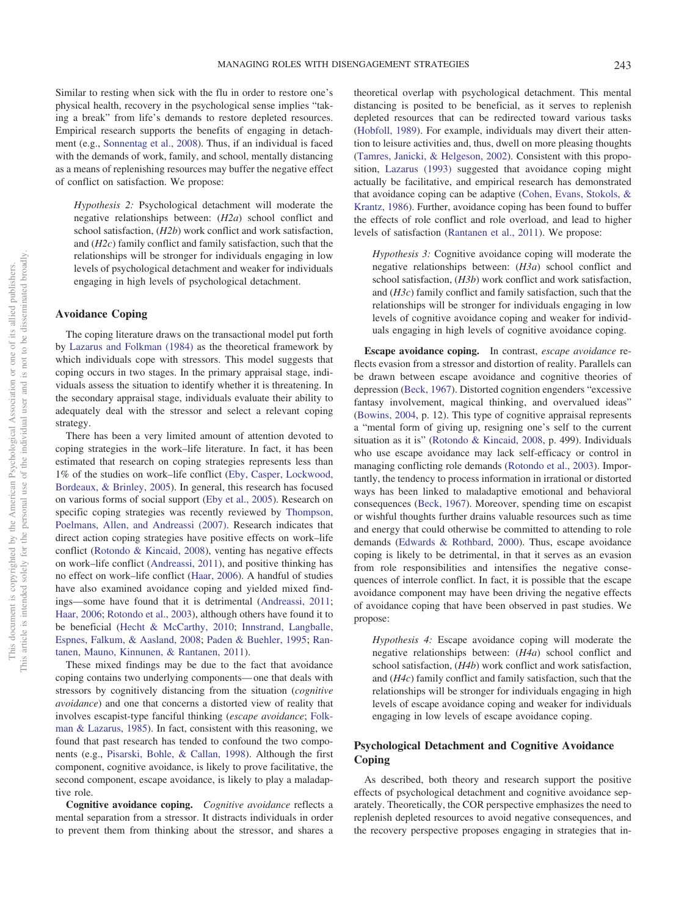Similar to resting when sick with the flu in order to restore one's physical health, recovery in the psychological sense implies "taking a break" from life's demands to restore depleted resources. Empirical research supports the benefits of engaging in detachment (e.g., Sonnentag et al., 2008). Thus, if an individual is faced with the demands of work, family, and school, mentally distancing as a means of replenishing resources may buffer the negative effect of conflict on satisfaction. We propose:

> *Hypothesis 2:* Psychological detachment will moderate the negative relationships between: (*H2a*) school conflict and school satisfaction, (*H2b*) work conflict and work satisfaction, and (*H2c*) family conflict and family satisfaction, such that the relationships will be stronger for individuals engaging in low levels of psychological detachment and weaker for individuals engaging in high levels of psychological detachment.

## Avoidance Coping

The coping literature draws on the transactional model put forth by Lazarus and Folkman (1984) as the theoretical framework by which individuals cope with stressors. This model suggests that coping occurs in two stages. In the primary appraisal stage, individuals assess the situation to identify whether it is threatening. In the secondary appraisal stage, individuals evaluate their ability to adequately deal with the stressor and select a relevant coping strategy.

There has been a very limited amount of attention devoted to coping strategies in the work–life literature. In fact, it has been estimated that research on coping strategies represents less than 1% of the studies on work–life conflict (Eby, Casper, Lockwood, Bordeaux, & Brinley, 2005). In general, this research has focused on various forms of social support (Eby et al., 2005). Research on specific coping strategies was recently reviewed by Thompson, Poelmans, Allen, and Andreassi (2007). Research indicates that direct action coping strategies have positive effects on work–life conflict (Rotondo & Kincaid, 2008), venting has negative effects on work–life conflict (Andreassi, 2011), and positive thinking has no effect on work–life conflict (Haar, 2006). A handful of studies have also examined avoidance coping and yielded mixed findings—some have found that it is detrimental (Andreassi, 2011; Haar, 2006; Rotondo et al., 2003), although others have found it to be beneficial (Hecht & McCarthy, 2010; Innstrand, Langballe, Espnes, Falkum, & Aasland, 2008; Paden & Buehler, 1995; Rantanen, Mauno, Kinnunen, & Rantanen, 2011).

These mixed findings may be due to the fact that avoidance coping contains two underlying components—one that deals with stressors by cognitively distancing from the situation (*cognitive avoidance*) and one that concerns a distorted view of reality that involves escapist-type fanciful thinking (*escape avoidance*; Folkman & Lazarus, 1985). In fact, consistent with this reasoning, we found that past research has tended to confound the two components (e.g., Pisarski, Bohle, & Callan, 1998). Although the first component, cognitive avoidance, is likely to prove facilitative, the second component, escape avoidance, is likely to play a maladaptive role.

**Cognitive avoidance coping.** *Cognitive avoidance* reflects a mental separation from a stressor. It distracts individuals in order to prevent them from thinking about the stressor, and shares a theoretical overlap with psychological detachment. This mental distancing is posited to be beneficial, as it serves to replenish depleted resources that can be redirected toward various tasks (Hobfoll, 1989). For example, individuals may divert their attention to leisure activities and, thus, dwell on more pleasing thoughts (Tamres, Janicki, & Helgeson, 2002). Consistent with this proposition, Lazarus (1993) suggested that avoidance coping might actually be facilitative, and empirical research has demonstrated that avoidance coping can be adaptive (Cohen, Evans, Stokols, & Krantz, 1986). Further, avoidance coping has been found to buffer the effects of role conflict and role overload, and lead to higher levels of satisfaction (Rantanen et al., 2011). We propose:

> *Hypothesis 3:* Cognitive avoidance coping will moderate the negative relationships between: (*H3a*) school conflict and school satisfaction, (*H3b*) work conflict and work satisfaction, and (*H3c*) family conflict and family satisfaction, such that the relationships will be stronger for individuals engaging in low levels of cognitive avoidance coping and weaker for individuals engaging in high levels of cognitive avoidance coping.

**Escape avoidance coping.** In contrast, *escape avoidance* reflects evasion from a stressor and distortion of reality. Parallels can be drawn between escape avoidance and cognitive theories of depression (Beck, 1967). Distorted cognition engenders "excessive fantasy involvement, magical thinking, and overvalued ideas" (Bowins, 2004, p. 12). This type of cognitive appraisal represents a "mental form of giving up, resigning one's self to the current situation as it is" (Rotondo & Kincaid, 2008, p. 499). Individuals who use escape avoidance may lack self-efficacy or control in managing conflicting role demands (Rotondo et al., 2003). Importantly, the tendency to process information in irrational or distorted ways has been linked to maladaptive emotional and behavioral consequences (Beck, 1967). Moreover, spending time on escapist or wishful thoughts further drains valuable resources such as time and energy that could otherwise be committed to attending to role demands (Edwards & Rothbard, 2000). Thus, escape avoidance coping is likely to be detrimental, in that it serves as an evasion from role responsibilities and intensifies the negative consequences of interrole conflict. In fact, it is possible that the escape avoidance component may have been driving the negative effects of avoidance coping that have been observed in past studies. We propose:

> *Hypothesis 4:* Escape avoidance coping will moderate the negative relationships between: (*H4a*) school conflict and school satisfaction, (*H4b*) work conflict and work satisfaction, and (*H4c*) family conflict and family satisfaction, such that the relationships will be stronger for individuals engaging in high levels of escape avoidance coping and weaker for individuals engaging in low levels of escape avoidance coping.

## Psychological Detachment and Cognitive Avoidance Coping

As described, both theory and research support the positive effects of psychological detachment and cognitive avoidance separately. Theoretically, the COR perspective emphasizes the need to replenish depleted resources to avoid negative consequences, and the recovery perspective proposes engaging in strategies that in-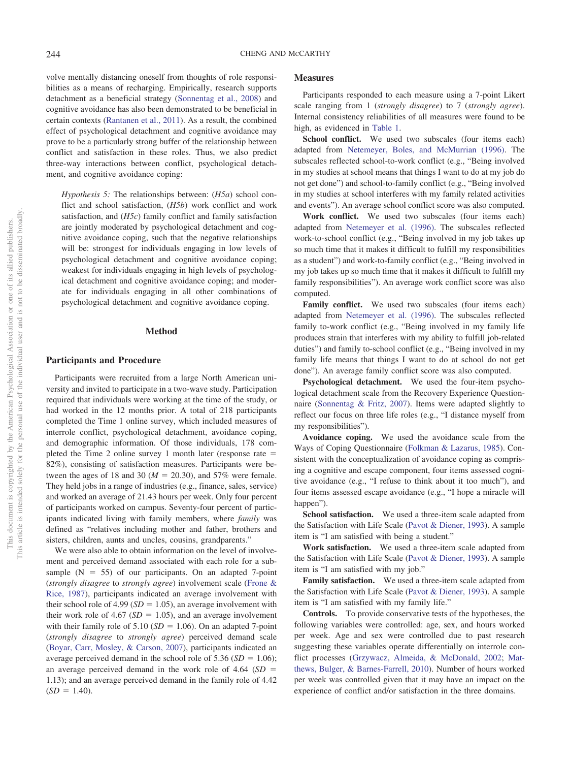volve mentally distancing oneself from thoughts of role responsibilities as a means of recharging. Empirically, research supports detachment as a beneficial strategy (Sonnentag et al., 2008) and cognitive avoidance has also been demonstrated to be beneficial in certain contexts (Rantanen et al., 2011). As a result, the combined effect of psychological detachment and cognitive avoidance may prove to be a particularly strong buffer of the relationship between conflict and satisfaction in these roles. Thus, we also predict three-way interactions between conflict, psychological detachment, and cognitive avoidance coping:

> *Hypothesis 5:* The relationships between: (*H5a*) school conflict and school satisfaction, (*H5b*) work conflict and work satisfaction, and (*H5c*) family conflict and family satisfaction are jointly moderated by psychological detachment and cognitive avoidance coping, such that the negative relationships will be: strongest for individuals engaging in low levels of psychological detachment and cognitive avoidance coping; weakest for individuals engaging in high levels of psychological detachment and cognitive avoidance coping; and moderate for individuals engaging in all other combinations of psychological detachment and cognitive avoidance coping.

# Method

## Participants and Procedure

Participants were recruited from a large North American university and invited to participate in a two-wave study. Participation required that individuals were working at the time of the study, or had worked in the 12 months prior. A total of 218 participants completed the Time 1 online survey, which included measures of interrole conflict, psychological detachment, avoidance coping, and demographic information. Of those individuals, 178 completed the Time 2 online survey 1 month later (response rate = 82%), consisting of satisfaction measures. Participants were between the ages of 18 and 30 ($M = 20.30$), and 57% were female. They held jobs in a range of industries (e.g., finance, sales, service) and worked an average of 21.43 hours per week. Only four percent of participants worked on campus. Seventy-four percent of participants indicated living with family members, where *family* was defined as "relatives including mother and father, brothers and sisters, children, aunts and uncles, cousins, grandparents."

We were also able to obtain information on the level of involvement and perceived demand associated with each role for a subsample ($N = 55$) of our participants. On an adapted 7-point (*strongly disagree* to *strongly agree*) involvement scale (Frone & Rice, 1987), participants indicated an average involvement with their school role of 4.99 ($SD = 1.05$), an average involvement with their work role of 4.67 ($SD = 1.05$), and an average involvement with their family role of 5.10 ($SD = 1.06$). On an adapted 7-point (*strongly disagree* to *strongly agree*) perceived demand scale (Boyar, Carr, Mosley, & Carson, 2007), participants indicated an average perceived demand in the school role of 5.36 ($SD = 1.06$); an average perceived demand in the work role of 4.64 ($SD = 1.13$); and an average perceived demand in the family role of 4.42 ($SD = 1.40$).

## Measures

Participants responded to each measure using a 7-point Likert scale ranging from 1 (*strongly disagree*) to 7 (*strongly agree*). Internal consistency reliabilities of all measures were found to be high, as evidenced in Table 1.

**School conflict.** We used two subscales (four items each) adapted from Netemeyer, Boles, and McMurrian (1996). The subscales reflected school-to-work conflict (e.g., "Being involved in my studies at school means that things I want to do at my job do not get done") and school-to-family conflict (e.g., "Being involved in my studies at school interferes with my family related activities and events"). An average school conflict score was also computed.

**Work conflict.** We used two subscales (four items each) adapted from Netemeyer et al. (1996). The subscales reflected work-to-school conflict (e.g., "Being involved in my job takes up so much time that it makes it difficult to fulfill my responsibilities as a student") and work-to-family conflict (e.g., "Being involved in my job takes up so much time that it makes it difficult to fulfill my family responsibilities"). An average work conflict score was also computed.

**Family conflict.** We used two subscales (four items each) adapted from Netemeyer et al. (1996). The subscales reflected family to-work conflict (e.g., "Being involved in my family life produces strain that interferes with my ability to fulfill job-related duties") and family to-school conflict (e.g., "Being involved in my family life means that things I want to do at school do not get done"). An average family conflict score was also computed.

**Psychological detachment.** We used the four-item psychological detachment scale from the Recovery Experience Questionnaire (Sonnentag & Fritz, 2007). Items were adapted slightly to reflect our focus on three life roles (e.g., "I distance myself from my responsibilities").

**Avoidance coping.** We used the avoidance scale from the Ways of Coping Questionnaire (Folkman & Lazarus, 1985). Consistent with the conceptualization of avoidance coping as comprising a cognitive and escape component, four items assessed cognitive avoidance (e.g., "I refuse to think about it too much"), and four items assessed escape avoidance (e.g., "I hope a miracle will happen").

**School satisfaction.** We used a three-item scale adapted from the Satisfaction with Life Scale (Pavot & Diener, 1993). A sample item is "I am satisfied with being a student."

**Work satisfaction.** We used a three-item scale adapted from the Satisfaction with Life Scale (Pavot & Diener, 1993). A sample item is "I am satisfied with my job."

**Family satisfaction.** We used a three-item scale adapted from the Satisfaction with Life Scale (Pavot & Diener, 1993). A sample item is "I am satisfied with my family life."

**Controls.** To provide conservative tests of the hypotheses, the following variables were controlled: age, sex, and hours worked per week. Age and sex were controlled due to past research suggesting these variables operate differentially on interrole conflict processes (Grzywacz, Almeida, & McDonald, 2002; Matthews, Bulger, & Barnes-Farrell, 2010). Number of hours worked per week was controlled given that it may have an impact on the experience of conflict and/or satisfaction in the three domains.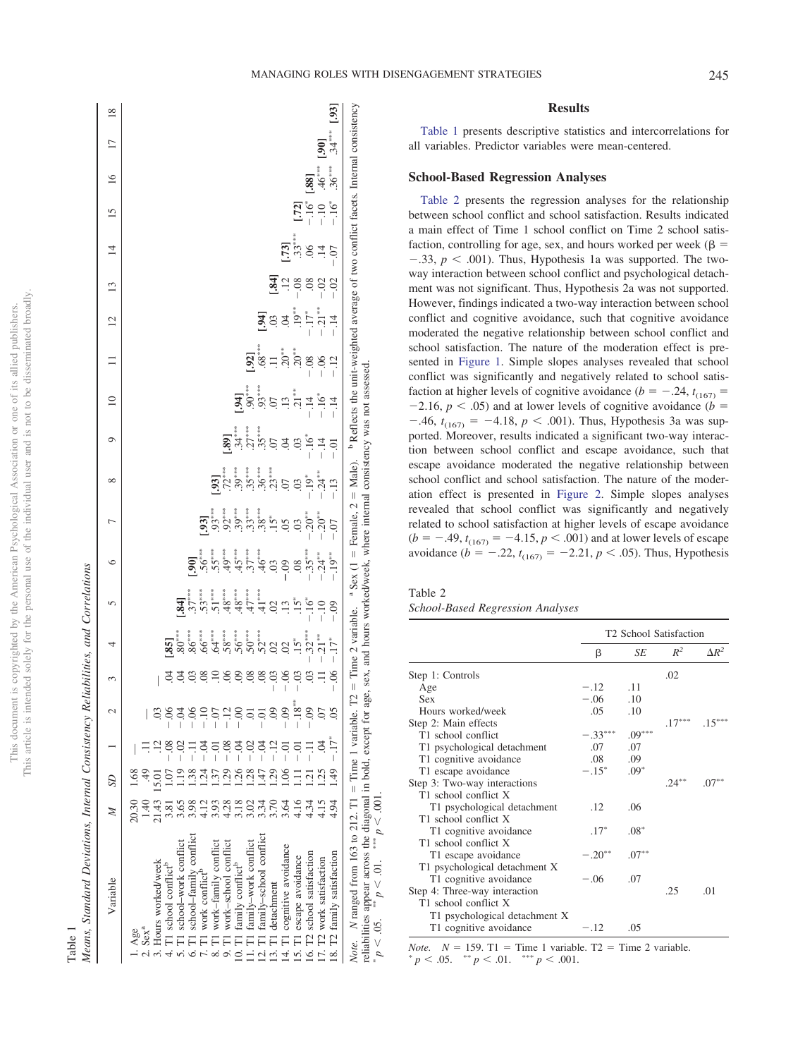Table 1

*Means, Standard Deviations, Internal Consistency Reliabilities, and Correlations*

| Variable | *M* | *SD* | 1 | 2 | 3 | 4 | 5 | 6 | 7 | 8 | 9 | 10 | 11 | 12 | 13 | 14 | 15 | 16 | 17 | 18 |
|---|---|---|---|---|---|---|---|---|---|---|---|---|---|---|---|---|---|---|---|---|
| 1. Age | 20.30 | 1.68 | — | | | | | | | | | | | | | | | | | |
| 2. Sex[a] | 1.40 | .49 | .11 | — | | | | | | | | | | | | | | | | |
| 3. Hours worked/week | 21.43 | 15.01 | .12 | .03 | — | | | | | | | | | | | | | | | |
| 4. T1 school conflict[b] | 3.81 | 1.07 | −.08 | −.06 | .04 | **[.85]** | | | | | | | | | | | | | | |
| 5. T1 school–work conflict | 3.65 | 1.19 | −.02 | −.04 | .04 | .80*** | **[.84]** | | | | | | | | | | | | | |
| 6. T1 school–family conflict | 3.98 | 1.38 | −.11 | −.06 | .03 | .86*** | .37*** | **[.90]** | | | | | | | | | | | | |
| 7. T1 work conflict[b] | 4.12 | 1.24 | −.04 | −.10 | .08 | .66*** | .53*** | .56*** | **[.93]** | | | | | | | | | | | |
| 8. T1 work–family conflict | 3.93 | 1.37 | −.01 | −.07 | .10 | .64*** | .51*** | .55*** | .93*** | **[.93]** | | | | | | | | | | |
| 9. T1 work–school conflict | 4.28 | 1.29 | −.08 | −.12 | .06 | .58*** | .48*** | .49*** | .92*** | .72*** | **[.89]** | | | | | | | | | |
| 10. T1 family conflict[b] | 3.18 | 1.26 | −.04 | −.00 | .09 | .56*** | .48*** | .45*** | .39*** | .39*** | .34*** | **[.94]** | | | | | | | | |
| 11. T1 family–work conflict | 3.02 | 1.28 | −.02 | .01 | .08 | .50*** | .47*** | .37*** | .33*** | .35*** | .27*** | .90*** | **[.92]** | | | | | | | |
| 12. T1 family–school conflict | 3.34 | 1.47 | −.04 | −.01 | .08 | .52*** | .41*** | .46*** | .38*** | .36*** | .35*** | .93*** | .68*** | **[.94]** | | | | | | |
| 13. T1 detachment | 3.70 | 1.29 | −.12 | .09 | −.03 | .02 | .02 | .03 | .15* | .23*** | .07 | .07 | .11 | .03 | **[.84]** | | | | | |
| 14. T1 cognitive avoidance | 3.64 | 1.06 | −.01 | −.09 | −.06 | .02 | .13 | −.09 | .05 | .07 | .04 | .13 | .20** | .04 | .12 | **[.73]** | | | | |
| 15. T1 escape avoidance | 4.16 | 1.11 | −.01 | −.18** | −.03 | .15* | .15* | .08 | .03 | .03 | .03 | .21** | .20** | .19** | −.08 | .33*** | **[.72]** | | | |
| 16. T2 school satisfaction | 4.34 | 1.21 | −.11 | −.09 | .03 | −.32*** | −.16* | −.35*** | −.20** | −.19* | −.16* | −.14 | −.08 | −.17* | .08 | .06 | −.16* | **[.88]** | | |
| 17. T2 work satisfaction | 4.15 | 1.25 | .04 | .07 | .11 | −.21** | −.10 | −.24** | −.20** | −.24** | −.14 | −.16* | −.06 | −.21** | −.02 | .14 | −.10 | .46*** | **[.90]** | |
| 18. T2 family satisfaction | 4.94 | 1.49 | −.17* | .05 | −.06 | −.17* | −.09 | −.19** | −.07 | −.13 | −.01 | −.14 | −.12 | −.14 | −.02 | −.07 | −.16* | .36*** | .34*** | **[.93]** |

*Note.* *N* ranged from 163 to 212. T1 = Time 1 variable. T2 = Time 2 variable. [a] Sex (1 = Female, 2 = Male). [b] Reflects the unit-weighted average of two conflict facets. Internal consistency reliabilities appear across the diagonal in bold, except for age, sex, and hours worked/week, where internal consistency was not assessed.
\* $p < .05$. \*\* $p < .01$. \*\*\* $p < .001$.

## Results

Table 1 presents descriptive statistics and intercorrelations for all variables. Predictor variables were mean-centered.

### School-Based Regression Analyses

Table 2 presents the regression analyses for the relationship between school conflict and school satisfaction. Results indicated a main effect of Time 1 school conflict on Time 2 school satisfaction, controlling for age, sex, and hours worked per week ($\beta = -.33$, $p < .001$). Thus, Hypothesis 1a was supported. The two-way interaction between school conflict and psychological detachment was not significant. Thus, Hypothesis 2a was not supported. However, findings indicated a two-way interaction between school conflict and cognitive avoidance, such that cognitive avoidance moderated the negative relationship between school conflict and school satisfaction. The nature of the moderation effect is presented in Figure 1. Simple slopes analyses revealed that school conflict was significantly and negatively related to school satisfaction at higher levels of cognitive avoidance ($b = -.24$, $t_{(167)} = -2.16$, $p < .05$) and at lower levels of cognitive avoidance ($b = -.46$, $t_{(167)} = -4.18$, $p < .001$). Thus, Hypothesis 3a was supported. Moreover, results indicated a significant two-way interaction between school conflict and escape avoidance, such that escape avoidance moderated the negative relationship between school conflict and school satisfaction. The nature of the moderation effect is presented in Figure 2. Simple slopes analyses revealed that school conflict was significantly and negatively related to school satisfaction at higher levels of escape avoidance ($b = -.49$, $t_{(167)} = -4.15$, $p < .001$) and at lower levels of escape avoidance ($b = -.22$, $t_{(167)} = -2.21$, $p < .05$). Thus, Hypothesis

Table 2

*School-Based Regression Analyses*

| | T2 School Satisfaction | | | |
|---|---|---|---|---|
| | β | *SE* | $R^2$ | $\Delta R^2$ |
| Step 1: Controls | | | .02 | |
| Age | −.12 | .11 | | |
| Sex | −.06 | .10 | | |
| Hours worked/week | .05 | .10 | | |
| Step 2: Main effects | | | .17*** | .15*** |
| T1 school conflict | −.33*** | .09*** | | |
| T1 psychological detachment | .07 | .07 | | |
| T1 cognitive avoidance | .08 | .09 | | |
| T1 escape avoidance | −.15* | .09* | | |
| Step 3: Two-way interactions | | | .24** | .07** |
| T1 school conflict X T1 psychological detachment | .12 | .06 | | |
| T1 school conflict X T1 cognitive avoidance | .17* | .08* | | |
| T1 school conflict X T1 escape avoidance | −.20** | .07** | | |
| T1 psychological detachment X T1 cognitive avoidance | −.06 | .07 | | |
| Step 4: Three-way interaction | | | .25 | .01 |
| T1 school conflict X T1 psychological detachment X T1 cognitive avoidance | −.12 | .05 | | |

*Note.* $N = 159$. T1 = Time 1 variable. T2 = Time 2 variable.
\* $p < .05$. \*\* $p < .01$. \*\*\* $p < .001$.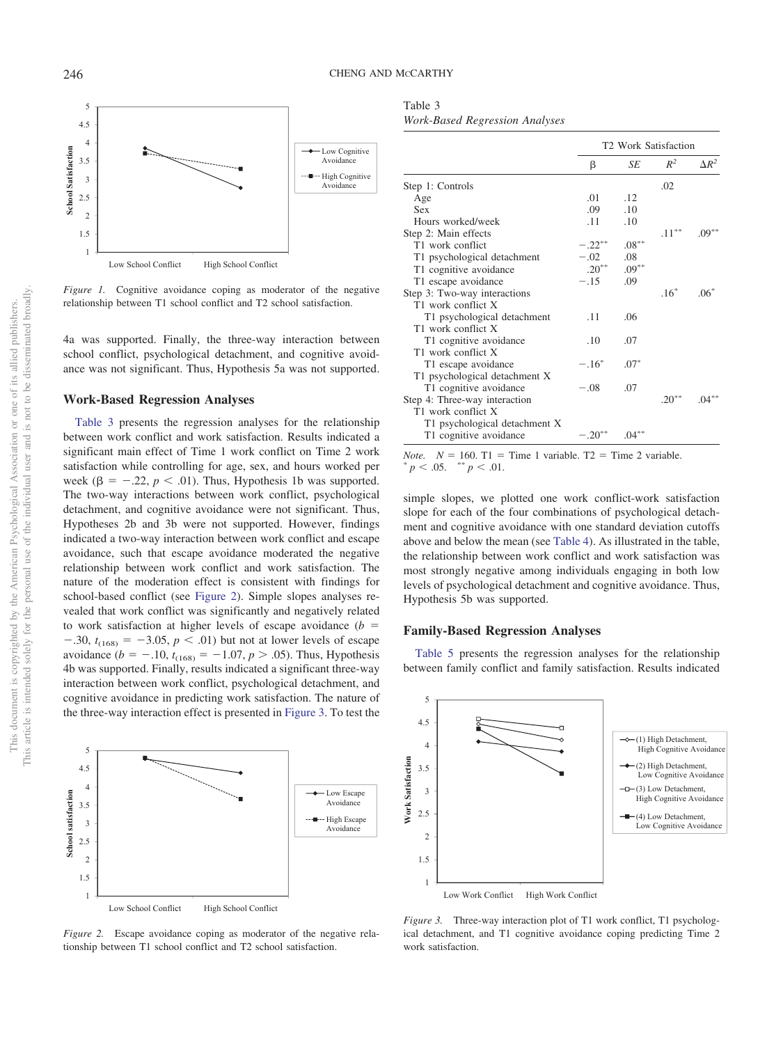Figure 1. Cognitive avoidance coping as moderator of the negative relationship between T1 school conflict and T2 school satisfaction.

4a was supported. Finally, the three-way interaction between school conflict, psychological detachment, and cognitive avoidance was not significant. Thus, Hypothesis 5a was not supported.

## Work-Based Regression Analyses

Table 3 presents the regression analyses for the relationship between work conflict and work satisfaction. Results indicated a significant main effect of Time 1 work conflict on Time 2 work satisfaction while controlling for age, sex, and hours worked per week ($\beta = -.22$, $p < .01$). Thus, Hypothesis 1b was supported. The two-way interactions between work conflict, psychological detachment, and cognitive avoidance were not significant. Thus, Hypotheses 2b and 3b were not supported. However, findings indicated a two-way interaction between work conflict and escape avoidance, such that escape avoidance moderated the negative relationship between work conflict and work satisfaction. The nature of the moderation effect is consistent with findings for school-based conflict (see Figure 2). Simple slopes analyses revealed that work conflict was significantly and negatively related to work satisfaction at higher levels of escape avoidance ($b = -.30$, $t_{(168)} = -3.05$, $p < .01$) but not at lower levels of escape avoidance ($b = -.10$, $t_{(168)} = -1.07$, $p > .05$). Thus, Hypothesis 4b was supported. Finally, results indicated a significant three-way interaction between work conflict, psychological detachment, and cognitive avoidance in predicting work satisfaction. The nature of the three-way interaction effect is presented in Figure 3. To test the simple slopes, we plotted one work conflict-work satisfaction slope for each of the four combinations of psychological detachment and cognitive avoidance with one standard deviation cutoffs above and below the mean (see Table 4). As illustrated in the table, the relationship between work conflict and work satisfaction was most strongly negative among individuals engaging in both low levels of psychological detachment and cognitive avoidance. Thus, Hypothesis 5b was supported.

Figure 2. Escape avoidance coping as moderator of the negative relationship between T1 school conflict and T2 school satisfaction.

Table 3
*Work-Based Regression Analyses*

| | T2 Work Satisfaction | | | |
|---|---|---|---|---|
| | β | *SE* | $R^2$ | $\Delta R^2$ |
| Step 1: Controls | | | .02 | |
| Age | .01 | .12 | | |
| Sex | .09 | .10 | | |
| Hours worked/week | .11 | .10 | | |
| Step 2: Main effects | | | .11** | .09** |
| T1 work conflict | −.22** | .08** | | |
| T1 psychological detachment | −.02 | .08 | | |
| T1 cognitive avoidance | .20** | .09** | | |
| T1 escape avoidance | −.15 | .09 | | |
| Step 3: Two-way interactions | | | .16* | .06* |
| T1 work conflict X T1 psychological detachment | .11 | .06 | | |
| T1 work conflict X T1 cognitive avoidance | .10 | .07 | | |
| T1 work conflict X T1 escape avoidance | −.16* | .07* | | |
| T1 psychological detachment X T1 cognitive avoidance | −.08 | .07 | | |
| Step 4: Three-way interaction | | | .20** | .04** |
| T1 work conflict X T1 psychological detachment X T1 cognitive avoidance | −.20** | .04** | | |

*Note.* $N = 160$. T1 = Time 1 variable. T2 = Time 2 variable.
* $p < .05$. ** $p < .01$.

## Family-Based Regression Analyses

Table 5 presents the regression analyses for the relationship between family conflict and family satisfaction. Results indicated

Figure 3. Three-way interaction plot of T1 work conflict, T1 psychological detachment, and T1 cognitive avoidance coping predicting Time 2 work satisfaction.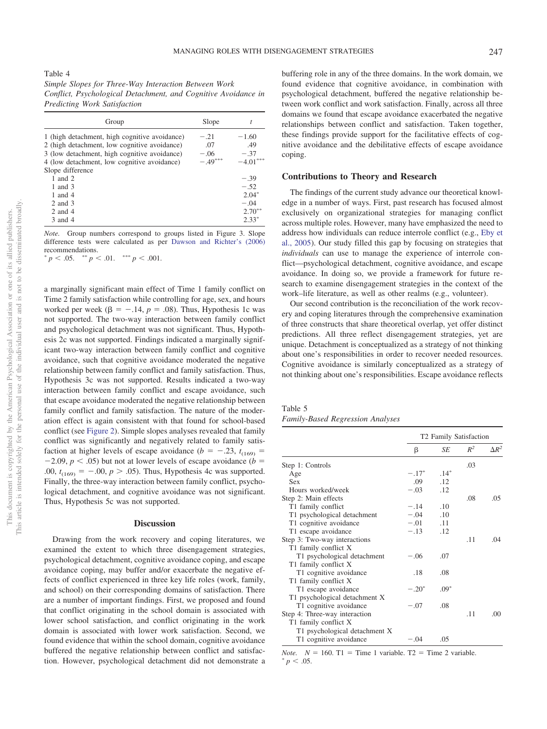Table 4

*Simple Slopes for Three-Way Interaction Between Work Conflict, Psychological Detachment, and Cognitive Avoidance in Predicting Work Satisfaction*

| Group | Slope | $t$ |
|---|---|---|
| 1 (high detachment, high cognitive avoidance) | −.21 | −1.60 |
| 2 (high detachment, low cognitive avoidance) | .07 | .49 |
| 3 (low detachment, high cognitive avoidance) | −.06 | −.37 |
| 4 (low detachment, low cognitive avoidance) | −.49*** | −4.01*** |
| Slope difference | | |
| 1 and 2 | | −.39 |
| 1 and 3 | | −.52 |
| 1 and 4 | | 2.04* |
| 2 and 3 | | −.04 |
| 2 and 4 | | 2.70** |
| 3 and 4 | | 2.33* |

*Note.* Group numbers correspond to groups listed in Figure 3. Slope difference tests were calculated as per Dawson and Richter's (2006) recommendations.
* $p < .05$. ** $p < .01$. *** $p < .001$.

a marginally significant main effect of Time 1 family conflict on Time 2 family satisfaction while controlling for age, sex, and hours worked per week ($\beta = -.14$, $p = .08$). Thus, Hypothesis 1c was not supported. The two-way interaction between family conflict and psychological detachment was not significant. Thus, Hypothesis 2c was not supported. Findings indicated a marginally significant two-way interaction between family conflict and cognitive avoidance, such that cognitive avoidance moderated the negative relationship between family conflict and family satisfaction. Thus, Hypothesis 3c was not supported. Results indicated a two-way interaction between family conflict and escape avoidance, such that escape avoidance moderated the negative relationship between family conflict and family satisfaction. The nature of the moderation effect is again consistent with that found for school-based conflict (see Figure 2). Simple slopes analyses revealed that family conflict was significantly and negatively related to family satisfaction at higher levels of escape avoidance ($b = -.23$, $t_{(169)} = -2.09$, $p < .05$) but not at lower levels of escape avoidance ($b = .00$, $t_{(169)} = -.00$, $p > .05$). Thus, Hypothesis 4c was supported. Finally, the three-way interaction between family conflict, psychological detachment, and cognitive avoidance was not significant. Thus, Hypothesis 5c was not supported.

## Discussion

Drawing from the work recovery and coping literatures, we examined the extent to which three disengagement strategies, psychological detachment, cognitive avoidance coping, and escape avoidance coping, may buffer and/or exacerbate the negative effects of conflict experienced in three key life roles (work, family, and school) on their corresponding domains of satisfaction. There are a number of important findings. First, we proposed and found that conflict originating in the school domain is associated with lower school satisfaction, and conflict originating in the work domain is associated with lower work satisfaction. Second, we found evidence that within the school domain, cognitive avoidance buffered the negative relationship between conflict and satisfaction. However, psychological detachment did not demonstrate a buffering role in any of the three domains. In the work domain, we found evidence that cognitive avoidance, in combination with psychological detachment, buffered the negative relationship between work conflict and work satisfaction. Finally, across all three domains we found that escape avoidance exacerbated the negative relationships between conflict and satisfaction. Taken together, these findings provide support for the facilitative effects of cognitive avoidance and the debilitative effects of escape avoidance coping.

### Contributions to Theory and Research

The findings of the current study advance our theoretical knowledge in a number of ways. First, past research has focused almost exclusively on organizational strategies for managing conflict across multiple roles. However, many have emphasized the need to address how individuals can reduce interrole conflict (e.g., Eby et al., 2005). Our study filled this gap by focusing on strategies that *individuals* can use to manage the experience of interrole conflict—psychological detachment, cognitive avoidance, and escape avoidance. In doing so, we provide a framework for future research to examine disengagement strategies in the context of the work–life literature, as well as other realms (e.g., volunteer).

Our second contribution is the reconciliation of the work recovery and coping literatures through the comprehensive examination of three constructs that share theoretical overlap, yet offer distinct predictions. All three reflect disengagement strategies, yet are unique. Detachment is conceptualized as a strategy of not thinking about one's responsibilities in order to recover needed resources. Cognitive avoidance is similarly conceptualized as a strategy of not thinking about one's responsibilities. Escape avoidance reflects

Table 5

*Family-Based Regression Analyses*

| | T2 Family Satisfaction | | | |
|---|---|---|---|---|
| | β | *SE* | $R^2$ | $\Delta R^2$ |
| Step 1: Controls | | | .03 | |
| Age | −.17* | .14* | | |
| Sex | .09 | .12 | | |
| Hours worked/week | −.03 | .12 | | |
| Step 2: Main effects | | | .08 | .05 |
| T1 family conflict | −.14 | .10 | | |
| T1 psychological detachment | −.04 | .10 | | |
| T1 cognitive avoidance | −.01 | .11 | | |
| T1 escape avoidance | −.13 | .12 | | |
| Step 3: Two-way interactions | | | .11 | .04 |
| T1 family conflict X T1 psychological detachment | −.06 | .07 | | |
| T1 family conflict X T1 cognitive avoidance | .18 | .08 | | |
| T1 family conflict X T1 escape avoidance | −.20* | .09* | | |
| T1 psychological detachment X T1 cognitive avoidance | −.07 | .08 | | |
| Step 4: Three-way interaction | | | .11 | .00 |
| T1 family conflict X T1 psychological detachment X T1 cognitive avoidance | −.04 | .05 | | |

*Note.* $N = 160$. T1 = Time 1 variable. T2 = Time 2 variable.
* $p < .05$.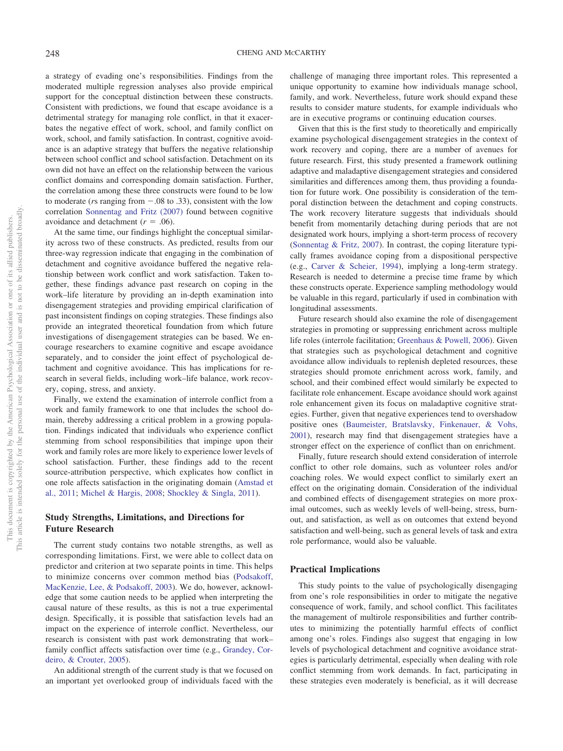a strategy of evading one's responsibilities. Findings from the moderated multiple regression analyses also provide empirical support for the conceptual distinction between these constructs. Consistent with predictions, we found that escape avoidance is a detrimental strategy for managing role conflict, in that it exacerbates the negative effect of work, school, and family conflict on work, school, and family satisfaction. In contrast, cognitive avoidance is an adaptive strategy that buffers the negative relationship between school conflict and school satisfaction. Detachment on its own did not have an effect on the relationship between the various conflict domains and corresponding domain satisfaction. Further, the correlation among these three constructs were found to be low to moderate ($r$s ranging from $-.08$ to $.33$), consistent with the low correlation Sonnentag and Fritz (2007) found between cognitive avoidance and detachment ($r = .06$).

At the same time, our findings highlight the conceptual similarity across two of these constructs. As predicted, results from our three-way regression indicate that engaging in the combination of detachment and cognitive avoidance buffered the negative relationship between work conflict and work satisfaction. Taken together, these findings advance past research on coping in the work–life literature by providing an in-depth examination into disengagement strategies and providing empirical clarification of past inconsistent findings on coping strategies. These findings also provide an integrated theoretical foundation from which future investigations of disengagement strategies can be based. We encourage researchers to examine cognitive and escape avoidance separately, and to consider the joint effect of psychological detachment and cognitive avoidance. This has implications for research in several fields, including work–life balance, work recovery, coping, stress, and anxiety.

Finally, we extend the examination of interrole conflict from a work and family framework to one that includes the school domain, thereby addressing a critical problem in a growing population. Findings indicated that individuals who experience conflict stemming from school responsibilities that impinge upon their work and family roles are more likely to experience lower levels of school satisfaction. Further, these findings add to the recent source-attribution perspective, which explicates how conflict in one role affects satisfaction in the originating domain (Amstad et al., 2011; Michel & Hargis, 2008; Shockley & Singla, 2011).

## Study Strengths, Limitations, and Directions for Future Research

The current study contains two notable strengths, as well as corresponding limitations. First, we were able to collect data on predictor and criterion at two separate points in time. This helps to minimize concerns over common method bias (Podsakoff, MacKenzie, Lee, & Podsakoff, 2003). We do, however, acknowledge that some caution needs to be applied when interpreting the causal nature of these results, as this is not a true experimental design. Specifically, it is possible that satisfaction levels had an impact on the experience of interrole conflict. Nevertheless, our research is consistent with past work demonstrating that work–family conflict affects satisfaction over time (e.g., Grandey, Cordeiro, & Crouter, 2005).

An additional strength of the current study is that we focused on an important yet overlooked group of individuals faced with the challenge of managing three important roles. This represented a unique opportunity to examine how individuals manage school, family, and work. Nevertheless, future work should expand these results to consider mature students, for example individuals who are in executive programs or continuing education courses.

Given that this is the first study to theoretically and empirically examine psychological disengagement strategies in the context of work recovery and coping, there are a number of avenues for future research. First, this study presented a framework outlining adaptive and maladaptive disengagement strategies and considered similarities and differences among them, thus providing a foundation for future work. One possibility is consideration of the temporal distinction between the detachment and coping constructs. The work recovery literature suggests that individuals should benefit from momentarily detaching during periods that are not designated work hours, implying a short-term process of recovery (Sonnentag & Fritz, 2007). In contrast, the coping literature typically frames avoidance coping from a dispositional perspective (e.g., Carver & Scheier, 1994), implying a long-term strategy. Research is needed to determine a precise time frame by which these constructs operate. Experience sampling methodology would be valuable in this regard, particularly if used in combination with longitudinal assessments.

Future research should also examine the role of disengagement strategies in promoting or suppressing enrichment across multiple life roles (interrole facilitation; Greenhaus & Powell, 2006). Given that strategies such as psychological detachment and cognitive avoidance allow individuals to replenish depleted resources, these strategies should promote enrichment across work, family, and school, and their combined effect would similarly be expected to facilitate role enhancement. Escape avoidance should work against role enhancement given its focus on maladaptive cognitive strategies. Further, given that negative experiences tend to overshadow positive ones (Baumeister, Bratslavsky, Finkenauer, & Vohs, 2001), research may find that disengagement strategies have a stronger effect on the experience of conflict than on enrichment.

Finally, future research should extend consideration of interrole conflict to other role domains, such as volunteer roles and/or coaching roles. We would expect conflict to similarly exert an effect on the originating domain. Consideration of the individual and combined effects of disengagement strategies on more proximal outcomes, such as weekly levels of well-being, stress, burnout, and satisfaction, as well as on outcomes that extend beyond satisfaction and well-being, such as general levels of task and extra role performance, would also be valuable.

## Practical Implications

This study points to the value of psychologically disengaging from one's role responsibilities in order to mitigate the negative consequence of work, family, and school conflict. This facilitates the management of multirole responsibilities and further contributes to minimizing the potentially harmful effects of conflict among one's roles. Findings also suggest that engaging in low levels of psychological detachment and cognitive avoidance strategies is particularly detrimental, especially when dealing with role conflict stemming from work demands. In fact, participating in these strategies even moderately is beneficial, as it will decrease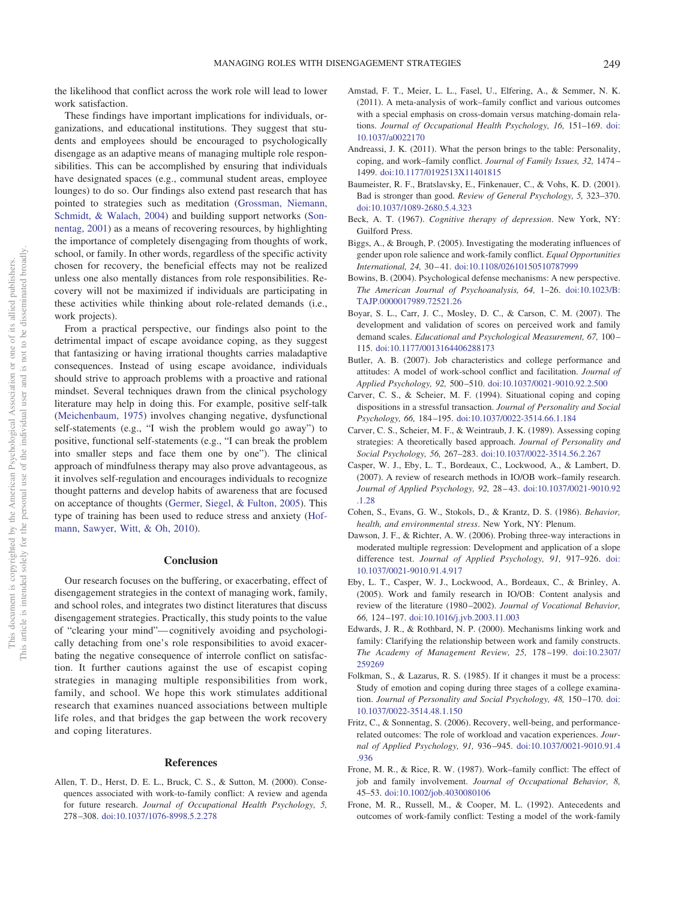the likelihood that conflict across the work role will lead to lower work satisfaction.

These findings have important implications for individuals, organizations, and educational institutions. They suggest that students and employees should be encouraged to psychologically disengage as an adaptive means of managing multiple role responsibilities. This can be accomplished by ensuring that individuals have designated spaces (e.g., communal student areas, employee lounges) to do so. Our findings also extend past research that has pointed to strategies such as meditation (Grossman, Niemann, Schmidt, & Walach, 2004) and building support networks (Sonnentag, 2001) as a means of recovering resources, by highlighting the importance of completely disengaging from thoughts of work, school, or family. In other words, regardless of the specific activity chosen for recovery, the beneficial effects may not be realized unless one also mentally distances from role responsibilities. Recovery will not be maximized if individuals are participating in these activities while thinking about role-related demands (i.e., work projects).

From a practical perspective, our findings also point to the detrimental impact of escape avoidance coping, as they suggest that fantasizing or having irrational thoughts carries maladaptive consequences. Instead of using escape avoidance, individuals should strive to approach problems with a proactive and rational mindset. Several techniques drawn from the clinical psychology literature may help in doing this. For example, positive self-talk (Meichenbaum, 1975) involves changing negative, dysfunctional self-statements (e.g., "I wish the problem would go away") to positive, functional self-statements (e.g., "I can break the problem into smaller steps and face them one by one"). The clinical approach of mindfulness therapy may also prove advantageous, as it involves self-regulation and encourages individuals to recognize thought patterns and develop habits of awareness that are focused on acceptance of thoughts (Germer, Siegel, & Fulton, 2005). This type of training has been used to reduce stress and anxiety (Hofmann, Sawyer, Witt, & Oh, 2010).

## Conclusion

Our research focuses on the buffering, or exacerbating, effect of disengagement strategies in the context of managing work, family, and school roles, and integrates two distinct literatures that discuss disengagement strategies. Practically, this study points to the value of "clearing your mind"—cognitively avoiding and psychologically detaching from one's role responsibilities to avoid exacerbating the negative consequence of interrole conflict on satisfaction. It further cautions against the use of escapist coping strategies in managing multiple responsibilities from work, family, and school. We hope this work stimulates additional research that examines nuanced associations between multiple life roles, and that bridges the gap between the work recovery and coping literatures.

## References

Allen, T. D., Herst, D. E. L., Bruck, C. S., & Sutton, M. (2000). Consequences associated with work-to-family conflict: A review and agenda for future research. *Journal of Occupational Health Psychology, 5,* 278–308. doi:10.1037/1076-8998.5.2.278

Amstad, F. T., Meier, L. L., Fasel, U., Elfering, A., & Semmer, N. K. (2011). A meta-analysis of work–family conflict and various outcomes with a special emphasis on cross-domain versus matching-domain relations. *Journal of Occupational Health Psychology, 16,* 151–169. doi:10.1037/a0022170

Andreassi, J. K. (2011). What the person brings to the table: Personality, coping, and work–family conflict. *Journal of Family Issues, 32,* 1474–1499. doi:10.1177/0192513X11401815

Baumeister, R. F., Bratslavsky, E., Finkenauer, C., & Vohs, K. D. (2001). Bad is stronger than good. *Review of General Psychology, 5,* 323–370. doi:10.1037/1089-2680.5.4.323

Beck, A. T. (1967). *Cognitive therapy of depression*. New York, NY: Guilford Press.

Biggs, A., & Brough, P. (2005). Investigating the moderating influences of gender upon role salience and work-family conflict. *Equal Opportunities International, 24,* 30–41. doi:10.1108/02610150510787999

Bowins, B. (2004). Psychological defense mechanisms: A new perspective. *The American Journal of Psychoanalysis, 64,* 1–26. doi:10.1023/B:TAJP.0000017989.72521.26

Boyar, S. L., Carr, J. C., Mosley, D. C., & Carson, C. M. (2007). The development and validation of scores on perceived work and family demand scales. *Educational and Psychological Measurement, 67,* 100–115. doi:10.1177/0013164406288173

Butler, A. B. (2007). Job characteristics and college performance and attitudes: A model of work-school conflict and facilitation. *Journal of Applied Psychology, 92,* 500–510. doi:10.1037/0021-9010.92.2.500

Carver, C. S., & Scheier, M. F. (1994). Situational coping and coping dispositions in a stressful transaction. *Journal of Personality and Social Psychology, 66,* 184–195. doi:10.1037/0022-3514.66.1.184

Carver, C. S., Scheier, M. F., & Weintraub, J. K. (1989). Assessing coping strategies: A theoretically based approach. *Journal of Personality and Social Psychology, 56,* 267–283. doi:10.1037/0022-3514.56.2.267

Casper, W. J., Eby, L. T., Bordeaux, C., Lockwood, A., & Lambert, D. (2007). A review of research methods in IO/OB work–family research. *Journal of Applied Psychology, 92,* 28–43. doi:10.1037/0021-9010.92.1.28

Cohen, S., Evans, G. W., Stokols, D., & Krantz, D. S. (1986). *Behavior, health, and environmental stress*. New York, NY: Plenum.

Dawson, J. F., & Richter, A. W. (2006). Probing three-way interactions in moderated multiple regression: Development and application of a slope difference test. *Journal of Applied Psychology, 91,* 917–926. doi:10.1037/0021-9010.91.4.917

Eby, L. T., Casper, W. J., Lockwood, A., Bordeaux, C., & Brinley, A. (2005). Work and family research in IO/OB: Content analysis and review of the literature (1980–2002). *Journal of Vocational Behavior, 66,* 124–197. doi:10.1016/j.jvb.2003.11.003

Edwards, J. R., & Rothbard, N. P. (2000). Mechanisms linking work and family: Clarifying the relationship between work and family constructs. *The Academy of Management Review, 25,* 178–199. doi:10.2307/259269

Folkman, S., & Lazarus, R. S. (1985). If it changes it must be a process: Study of emotion and coping during three stages of a college examination. *Journal of Personality and Social Psychology, 48,* 150–170. doi:10.1037/0022-3514.48.1.150

Fritz, C., & Sonnentag, S. (2006). Recovery, well-being, and performance-related outcomes: The role of workload and vacation experiences. *Journal of Applied Psychology, 91,* 936–945. doi:10.1037/0021-9010.91.4.936

Frone, M. R., & Rice, R. W. (1987). Work–family conflict: The effect of job and family involvement. *Journal of Occupational Behavior, 8,* 45–53. doi:10.1002/job.4030080106

Frone, M. R., Russell, M., & Cooper, M. L. (1992). Antecedents and outcomes of work-family conflict: Testing a model of the work-family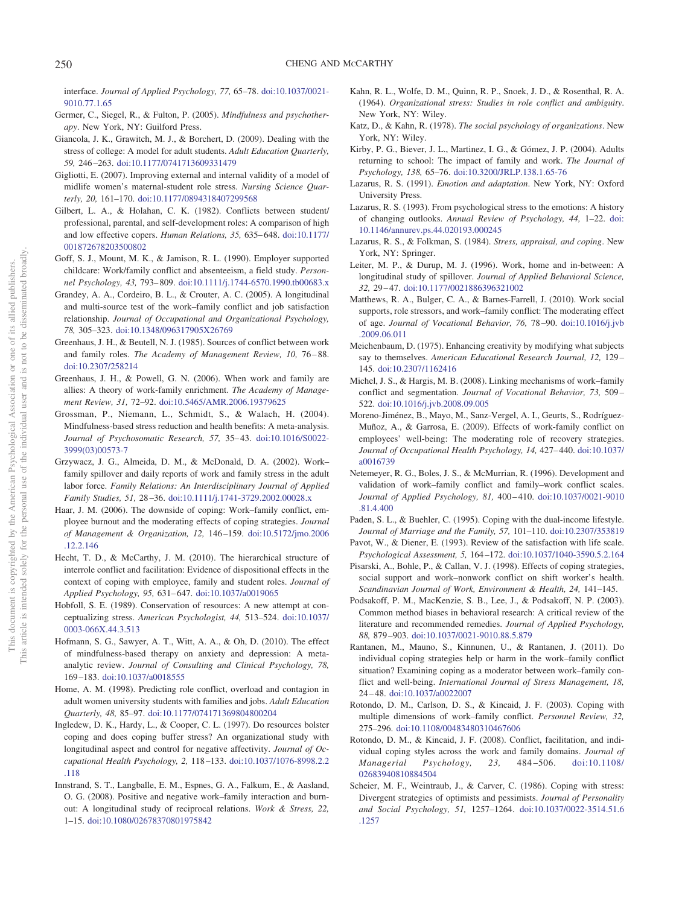interface. *Journal of Applied Psychology, 77,* 65–78. doi:10.1037/0021-9010.77.1.65

Germer, C., Siegel, R., & Fulton, P. (2005). *Mindfulness and psychotherapy*. New York, NY: Guilford Press.

Giancola, J. K., Grawitch, M. J., & Borchert, D. (2009). Dealing with the stress of college: A model for adult students. *Adult Education Quarterly, 59,* 246–263. doi:10.1177/0741713609331479

Gigliotti, E. (2007). Improving external and internal validity of a model of midlife women's maternal-student role stress. *Nursing Science Quarterly, 20,* 161–170. doi:10.1177/0894318407299568

Gilbert, L. A., & Holahan, C. K. (1982). Conflicts between student/professional, parental, and self-development roles: A comparison of high and low effective copers. *Human Relations, 35,* 635–648. doi:10.1177/001872678203500802

Goff, S. J., Mount, M. K., & Jamison, R. L. (1990). Employer supported childcare: Work/family conflict and absenteeism, a field study. *Personnel Psychology, 43,* 793–809. doi:10.1111/j.1744-6570.1990.tb00683.x

Grandey, A. A., Cordeiro, B. L., & Crouter, A. C. (2005). A longitudinal and multi-source test of the work–family conflict and job satisfaction relationship. *Journal of Occupational and Organizational Psychology, 78,* 305–323. doi:10.1348/096317905X26769

Greenhaus, J. H., & Beutell, N. J. (1985). Sources of conflict between work and family roles. *The Academy of Management Review, 10,* 76–88. doi:10.2307/258214

Greenhaus, J. H., & Powell, G. N. (2006). When work and family are allies: A theory of work-family enrichment. *The Academy of Management Review, 31,* 72–92. doi:10.5465/AMR.2006.19379625

Grossman, P., Niemann, L., Schmidt, S., & Walach, H. (2004). Mindfulness-based stress reduction and health benefits: A meta-analysis. *Journal of Psychosomatic Research, 57,* 35–43. doi:10.1016/S0022-3999(03)00573-7

Grzywacz, J. G., Almeida, D. M., & McDonald, D. A. (2002). Work–family spillover and daily reports of work and family stress in the adult labor force. *Family Relations: An Interdisciplinary Journal of Applied Family Studies, 51,* 28–36. doi:10.1111/j.1741-3729.2002.00028.x

Haar, J. M. (2006). The downside of coping: Work–family conflict, employee burnout and the moderating effects of coping strategies. *Journal of Management & Organization, 12,* 146–159. doi:10.5172/jmo.2006.12.2.146

Hecht, T. D., & McCarthy, J. M. (2010). The hierarchical structure of interrole conflict and facilitation: Evidence of dispositional effects in the context of coping with employee, family and student roles. *Journal of Applied Psychology, 95,* 631–647. doi:10.1037/a0019065

Hobfoll, S. E. (1989). Conservation of resources: A new attempt at conceptualizing stress. *American Psychologist, 44,* 513–524. doi:10.1037/0003-066X.44.3.513

Hofmann, S. G., Sawyer, A. T., Witt, A. A., & Oh, D. (2010). The effect of mindfulness-based therapy on anxiety and depression: A meta-analytic review. *Journal of Consulting and Clinical Psychology, 78,* 169–183. doi:10.1037/a0018555

Home, A. M. (1998). Predicting role conflict, overload and contagion in adult women university students with families and jobs. *Adult Education Quarterly, 48,* 85–97. doi:10.1177/074171369804800204

Ingledew, D. K., Hardy, L., & Cooper, C. L. (1997). Do resources bolster coping and does coping buffer stress? An organizational study with longitudinal aspect and control for negative affectivity. *Journal of Occupational Health Psychology, 2,* 118–133. doi:10.1037/1076-8998.2.2.118

Innstrand, S. T., Langballe, E. M., Espnes, G. A., Falkum, E., & Aasland, O. G. (2008). Positive and negative work–family interaction and burnout: A longitudinal study of reciprocal relations. *Work & Stress, 22,* 1–15. doi:10.1080/02678370801975842

Kahn, R. L., Wolfe, D. M., Quinn, R. P., Snoek, J. D., & Rosenthal, R. A. (1964). *Organizational stress: Studies in role conflict and ambiguity*. New York, NY: Wiley.

Katz, D., & Kahn, R. (1978). *The social psychology of organizations*. New York, NY: Wiley.

Kirby, P. G., Biever, J. L., Martinez, I. G., & Gómez, J. P. (2004). Adults returning to school: The impact of family and work. *The Journal of Psychology, 138,* 65–76. doi:10.3200/JRLP.138.1.65-76

Lazarus, R. S. (1991). *Emotion and adaptation*. New York, NY: Oxford University Press.

Lazarus, R. S. (1993). From psychological stress to the emotions: A history of changing outlooks. *Annual Review of Psychology, 44,* 1–22. doi:10.1146/annurev.ps.44.020193.000245

Lazarus, R. S., & Folkman, S. (1984). *Stress, appraisal, and coping*. New York, NY: Springer.

Leiter, M. P., & Durup, M. J. (1996). Work, home and in-between: A longitudinal study of spillover. *Journal of Applied Behavioral Science, 32,* 29–47. doi:10.1177/0021886396321002

Matthews, R. A., Bulger, C. A., & Barnes-Farrell, J. (2010). Work social supports, role stressors, and work–family conflict: The moderating effect of age. *Journal of Vocational Behavior, 76,* 78–90. doi:10.1016/j.jvb.2009.06.011

Meichenbaum, D. (1975). Enhancing creativity by modifying what subjects say to themselves. *American Educational Research Journal, 12,* 129–145. doi:10.2307/1162416

Michel, J. S., & Hargis, M. B. (2008). Linking mechanisms of work–family conflict and segmentation. *Journal of Vocational Behavior, 73,* 509–522. doi:10.1016/j.jvb.2008.09.005

Moreno-Jiménez, B., Mayo, M., Sanz-Vergel, A. I., Geurts, S., Rodríguez-Muñoz, A., & Garrosa, E. (2009). Effects of work-family conflict on employees' well-being: The moderating role of recovery strategies. *Journal of Occupational Health Psychology, 14,* 427–440. doi:10.1037/a0016739

Netemeyer, R. G., Boles, J. S., & McMurrian, R. (1996). Development and validation of work–family conflict and family–work conflict scales. *Journal of Applied Psychology, 81,* 400–410. doi:10.1037/0021-9010.81.4.400

Paden, S. L., & Buehler, C. (1995). Coping with the dual-income lifestyle. *Journal of Marriage and the Family, 57,* 101–110. doi:10.2307/353819

Pavot, W., & Diener, E. (1993). Review of the satisfaction with life scale. *Psychological Assessment, 5,* 164–172. doi:10.1037/1040-3590.5.2.164

Pisarski, A., Bohle, P., & Callan, V. J. (1998). Effects of coping strategies, social support and work–nonwork conflict on shift worker's health. *Scandinavian Journal of Work, Environment & Health, 24,* 141–145.

Podsakoff, P. M., MacKenzie, S. B., Lee, J., & Podsakoff, N. P. (2003). Common method biases in behavioral research: A critical review of the literature and recommended remedies. *Journal of Applied Psychology, 88,* 879–903. doi:10.1037/0021-9010.88.5.879

Rantanen, M., Mauno, S., Kinnunen, U., & Rantanen, J. (2011). Do individual coping strategies help or harm in the work–family conflict situation? Examining coping as a moderator between work–family conflict and well-being. *International Journal of Stress Management, 18,* 24–48. doi:10.1037/a0022007

Rotondo, D. M., Carlson, D. S., & Kincaid, J. F. (2003). Coping with multiple dimensions of work–family conflict. *Personnel Review, 32,* 275–296. doi:10.1108/00483480310467606

Rotondo, D. M., & Kincaid, J. F. (2008). Conflict, facilitation, and individual coping styles across the work and family domains. *Journal of Managerial Psychology, 23,* 484–506. doi:10.1108/02683940810884504

Scheier, M. F., Weintraub, J., & Carver, C. (1986). Coping with stress: Divergent strategies of optimists and pessimists. *Journal of Personality and Social Psychology, 51,* 1257–1264. doi:10.1037/0022-3514.51.6.1257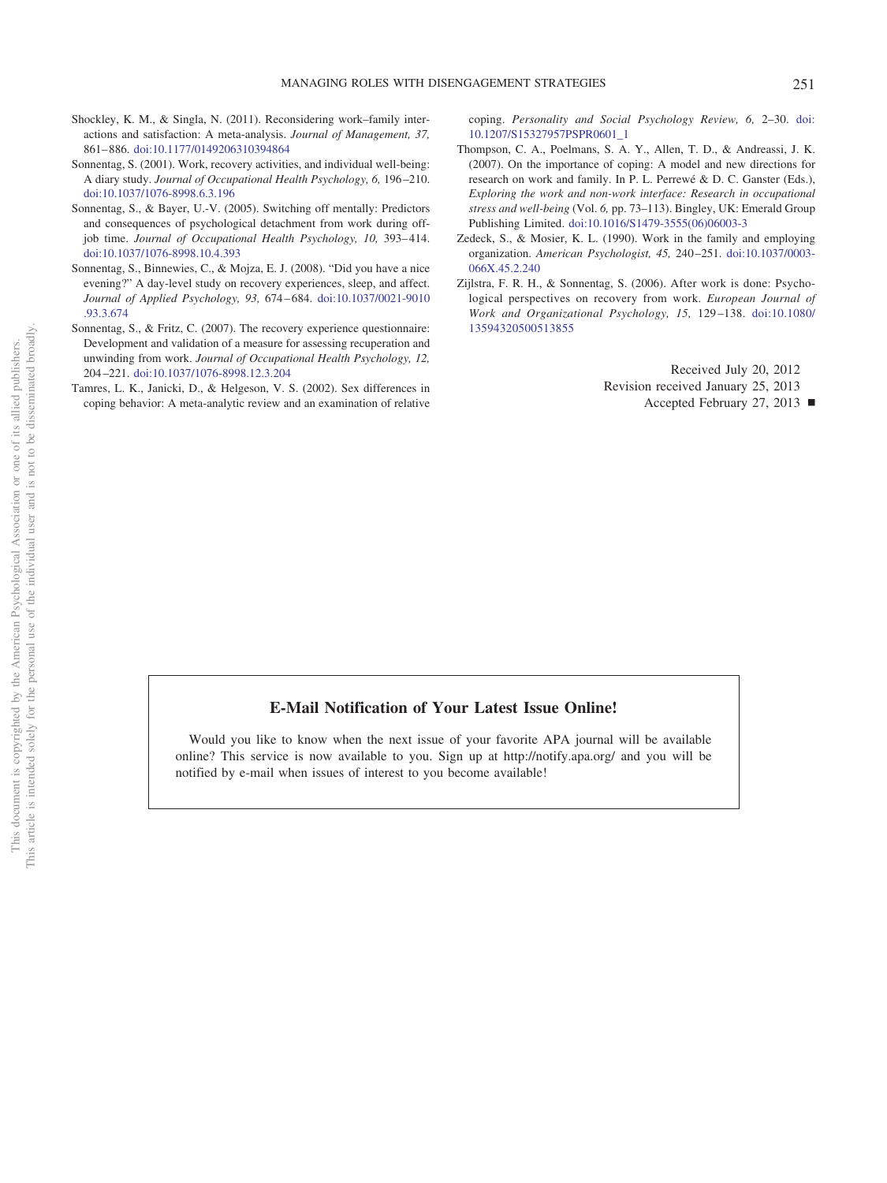Shockley, K. M., & Singla, N. (2011). Reconsidering work–family interactions and satisfaction: A meta-analysis. *Journal of Management, 37,* 861–886. doi:10.1177/0149206310394864

Sonnentag, S. (2001). Work, recovery activities, and individual well-being: A diary study. *Journal of Occupational Health Psychology, 6,* 196–210. doi:10.1037/1076-8998.6.3.196

Sonnentag, S., & Bayer, U.-V. (2005). Switching off mentally: Predictors and consequences of psychological detachment from work during off-job time. *Journal of Occupational Health Psychology, 10,* 393–414. doi:10.1037/1076-8998.10.4.393

Sonnentag, S., Binnewies, C., & Mojza, E. J. (2008). "Did you have a nice evening?" A day-level study on recovery experiences, sleep, and affect. *Journal of Applied Psychology, 93,* 674–684. doi:10.1037/0021-9010.93.3.674

Sonnentag, S., & Fritz, C. (2007). The recovery experience questionnaire: Development and validation of a measure for assessing recuperation and unwinding from work. *Journal of Occupational Health Psychology, 12,* 204–221. doi:10.1037/1076-8998.12.3.204

Tamres, L. K., Janicki, D., & Helgeson, V. S. (2002). Sex differences in coping behavior: A meta-analytic review and an examination of relative coping. *Personality and Social Psychology Review, 6,* 2–30. doi:10.1207/S15327957PSPR0601_1

Thompson, C. A., Poelmans, S. A. Y., Allen, T. D., & Andreassi, J. K. (2007). On the importance of coping: A model and new directions for research on work and family. In P. L. Perrewé & D. C. Ganster (Eds.), *Exploring the work and non-work interface: Research in occupational stress and well-being* (Vol. 6, pp. 73–113). Bingley, UK: Emerald Group Publishing Limited. doi:10.1016/S1479-3555(06)06003-3

Zedeck, S., & Mosier, K. L. (1990). Work in the family and employing organization. *American Psychologist, 45,* 240–251. doi:10.1037/0003-066X.45.2.240

Zijlstra, F. R. H., & Sonnentag, S. (2006). After work is done: Psychological perspectives on recovery from work. *European Journal of Work and Organizational Psychology, 15,* 129–138. doi:10.1080/13594320500513855

Received July 20, 2012
Revision received January 25, 2013
Accepted February 27, 2013 ■

## E-Mail Notification of Your Latest Issue Online!

Would you like to know when the next issue of your favorite APA journal will be available online? This service is now available to you. Sign up at http://notify.apa.org/ and you will be notified by e-mail when issues of interest to you become available!